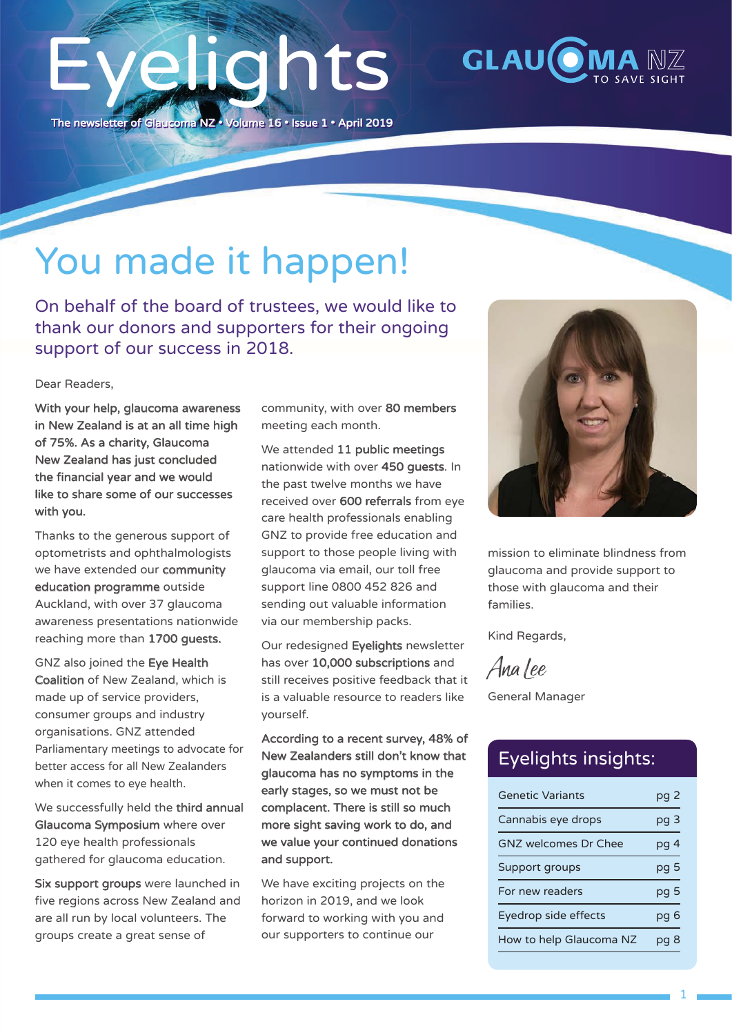# Eyelights

The newsletter of Glaucoma NZ • Volume 16 • Issue 1 • April 2019

GLAUCOMA NZ TO SAVE SIGHT

## You made it happen!

### On behalf of the board of trustees, we would like to thank our donors and supporters for their ongoing support of our success in 2018.

Dear Readers,

**With your help, glaucoma awareness in New Zealand is at an all time high of 75%. As a charity, Glaucoma New Zealand has just concluded the financial year and we would like to share some of our successes with you.**

Thanks to the generous support of optometrists and ophthalmologists we have extended our **community education programme** outside Auckland, with over 37 glaucoma awareness presentations nationwide reaching more than **1700 guests.**

GNZ also joined the **Eye Health Coalition** of New Zealand, which is made up of service providers, consumer groups and industry organisations. GNZ attended Parliamentary meetings to advocate for better access for all New Zealanders when it comes to eye health.

We successfully held the **third annual Glaucoma Symposium** where over 120 eye health professionals gathered for glaucoma education.

**Six support groups** were launched in five regions across New Zealand and are all run by local volunteers. The groups create a great sense of community, with over **80 members** meeting each month.

We attended **11 public meetings** nationwide with over **450 guests**. In the past twelve months we have received over **600 referrals** from eye care health professionals enabling GNZ to provide free education and support to those people living with glaucoma via email, our toll free support line 0800 452 826 and sending out valuable information via our membership packs.

Our redesigned **Eyelights** newsletter has over **10,000 subscriptions** and still receives positive feedback that it is a valuable resource to readers like yourself.

**According to a recent survey, 48% of New Zealanders still don't know that glaucoma has no symptoms in the early stages, so we must not be complacent. There is still so much more sight saving work to do, and we value your continued donations and support.**

We have exciting projects on the horizon in 2019, and we look forward to working with you and our supporters to continue our mission to eliminate blindness from glaucoma and provide support to those with glaucoma and their families.

Kind Regards,

*Ana Lee*

General Manager

## Eyelights insights:

| | |
|---|---|
| Genetic Variants | pg 2 |
| Cannabis eye drops | pg 3 |
| GNZ welcomes Dr Chee | pg 4 |
| Support groups | pg 5 |
| For new readers | pg 5 |
| Eyedrop side effects | pg 6 |
| How to help Glaucoma NZ | pg 8 |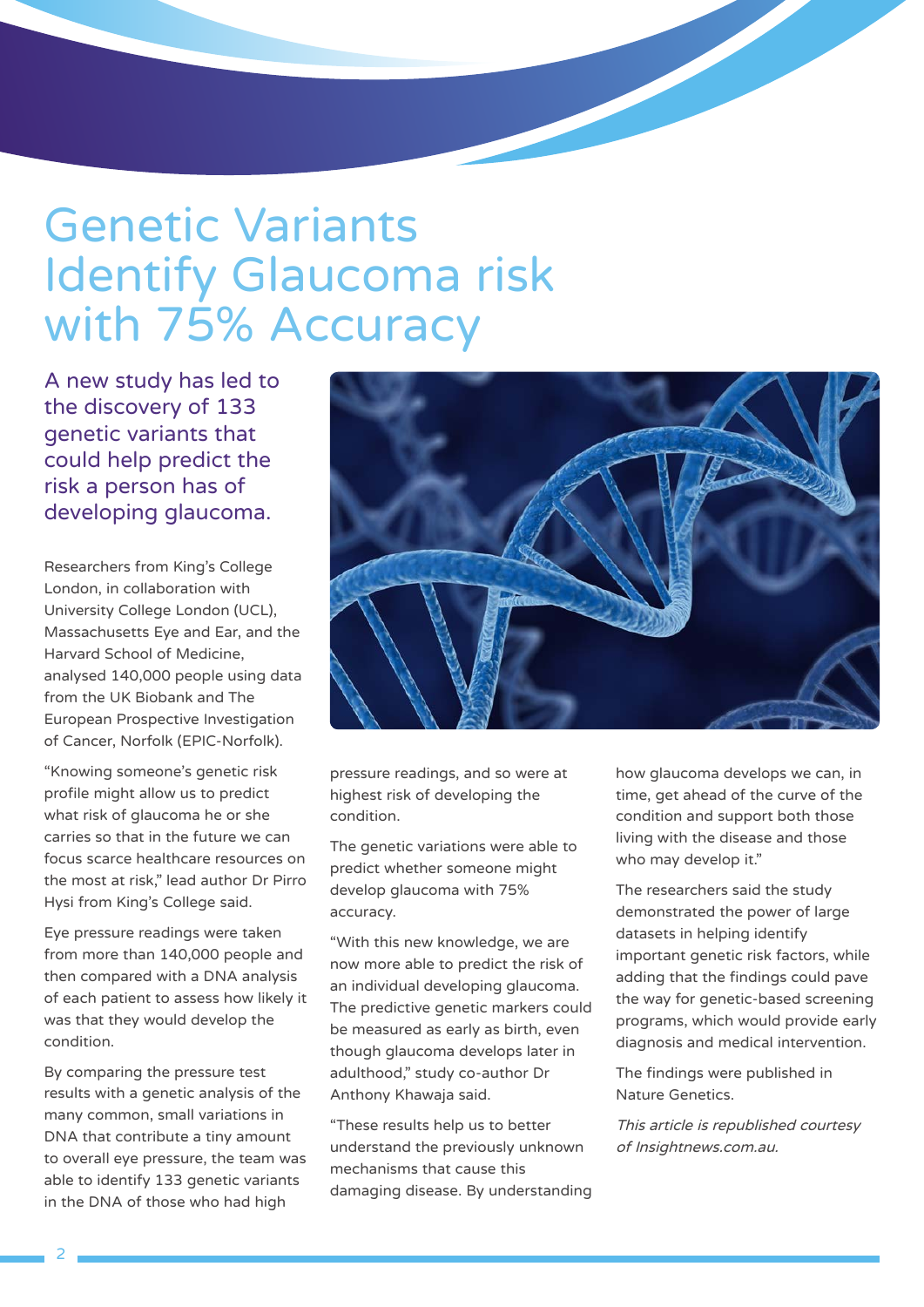# Genetic Variants Identify Glaucoma risk with 75% Accuracy

A new study has led to the discovery of 133 genetic variants that could help predict the risk a person has of developing glaucoma.

Researchers from King's College London, in collaboration with University College London (UCL), Massachusetts Eye and Ear, and the Harvard School of Medicine, analysed 140,000 people using data from the UK Biobank and The European Prospective Investigation of Cancer, Norfolk (EPIC-Norfolk).

"Knowing someone's genetic risk profile might allow us to predict what risk of glaucoma he or she carries so that in the future we can focus scarce healthcare resources on the most at risk," lead author Dr Pirro Hysi from King's College said.

Eye pressure readings were taken from more than 140,000 people and then compared with a DNA analysis of each patient to assess how likely it was that they would develop the condition.

By comparing the pressure test results with a genetic analysis of the many common, small variations in DNA that contribute a tiny amount to overall eye pressure, the team was able to identify 133 genetic variants in the DNA of those who had high pressure readings, and so were at highest risk of developing the condition.

The genetic variations were able to predict whether someone might develop glaucoma with 75% accuracy.

"With this new knowledge, we are now more able to predict the risk of an individual developing glaucoma. The predictive genetic markers could be measured as early as birth, even though glaucoma develops later in adulthood," study co-author Dr Anthony Khawaja said.

"These results help us to better understand the previously unknown mechanisms that cause this damaging disease. By understanding how glaucoma develops we can, in time, get ahead of the curve of the condition and support both those living with the disease and those who may develop it."

The researchers said the study demonstrated the power of large datasets in helping identify important genetic risk factors, while adding that the findings could pave the way for genetic-based screening programs, which would provide early diagnosis and medical intervention.

The findings were published in Nature Genetics.

*This article is republished courtesy of Insightnews.com.au.*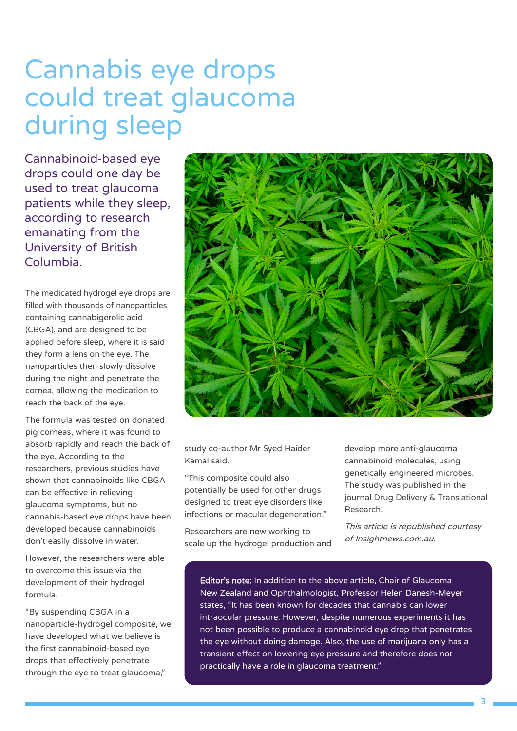# Cannabis eye drops could treat glaucoma during sleep

Cannabinoid-based eye drops could one day be used to treat glaucoma patients while they sleep, according to research emanating from the University of British Columbia.

The medicated hydrogel eye drops are filled with thousands of nanoparticles containing cannabigerolic acid (CBGA), and are designed to be applied before sleep, where it is said they form a lens on the eye. The nanoparticles then slowly dissolve during the night and penetrate the cornea, allowing the medication to reach the back of the eye.

The formula was tested on donated pig corneas, where it was found to absorb rapidly and reach the back of the eye. According to the researchers, previous studies have shown that cannabinoids like CBGA can be effective in relieving glaucoma symptoms, but no cannabis-based eye drops have been developed because cannabinoids don't easily dissolve in water.

However, the researchers were able to overcome this issue via the development of their hydrogel formula.

"By suspending CBGA in a nanoparticle-hydrogel composite, we have developed what we believe is the first cannabinoid-based eye drops that effectively penetrate through the eye to treat glaucoma," study co-author Mr Syed Haider Kamal said.

"This composite could also potentially be used for other drugs designed to treat eye disorders like infections or macular degeneration."

Researchers are now working to scale up the hydrogel production and develop more anti-glaucoma cannabinoid molecules, using genetically engineered microbes. The study was published in the journal Drug Delivery & Translational Research.

*This article is republished courtesy of Insightnews.com.au.*

**Editor's note:** In addition to the above article, Chair of Glaucoma New Zealand and Ophthalmologist, Professor Helen Danesh-Meyer states, "It has been known for decades that cannabis can lower intraocular pressure. However, despite numerous experiments it has not been possible to produce a cannabinoid eye drop that penetrates the eye without doing damage. Also, the use of marijuana only has a transient effect on lowering eye pressure and therefore does not practically have a role in glaucoma treatment."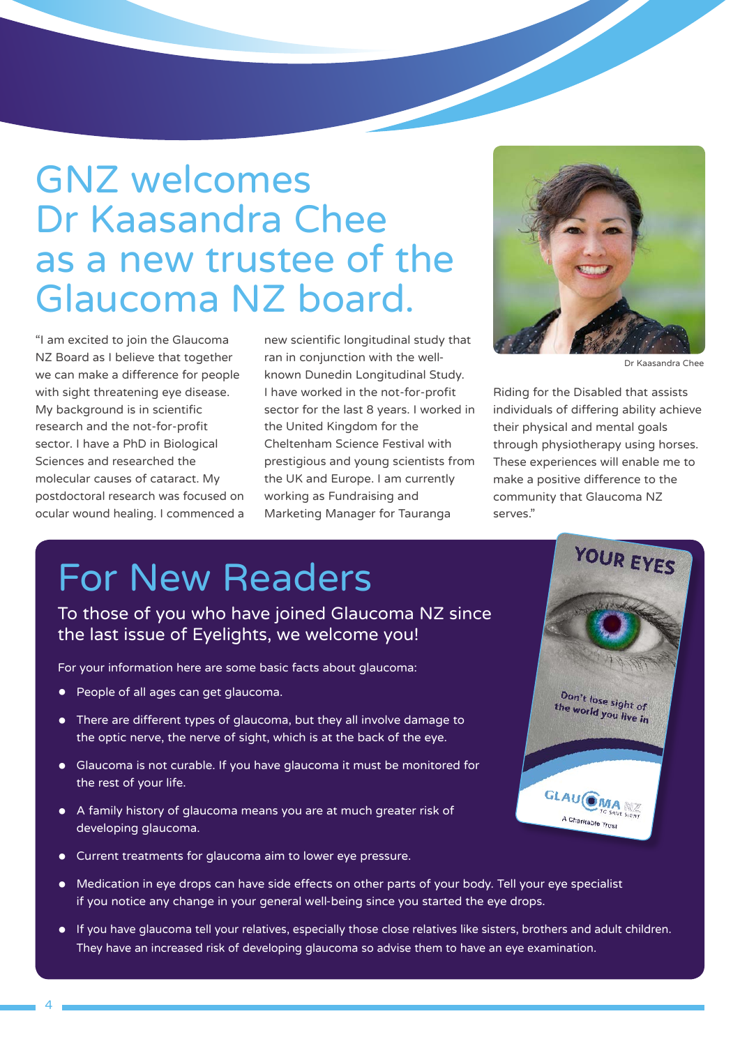# GNZ welcomes Dr Kaasandra Chee as a new trustee of the Glaucoma NZ board.

"I am excited to join the Glaucoma NZ Board as I believe that together we can make a difference for people with sight threatening eye disease. My background is in scientific research and the not-for-profit sector. I have a PhD in Biological Sciences and researched the molecular causes of cataract. My postdoctoral research was focused on ocular wound healing. I commenced a new scientific longitudinal study that ran in conjunction with the well-known Dunedin Longitudinal Study. I have worked in the not-for-profit sector for the last 8 years. I worked in the United Kingdom for the Cheltenham Science Festival with prestigious and young scientists from the UK and Europe. I am currently working as Fundraising and Marketing Manager for Tauranga Riding for the Disabled that assists individuals of differing ability achieve their physical and mental goals through physiotherapy using horses. These experiences will enable me to make a positive difference to the community that Glaucoma NZ serves."

Dr Kaasandra Chee

## For New Readers

### To those of you who have joined Glaucoma NZ since the last issue of Eyelights, we welcome you!

For your information here are some basic facts about glaucoma:

- People of all ages can get glaucoma.
- There are different types of glaucoma, but they all involve damage to the optic nerve, the nerve of sight, which is at the back of the eye.
- Glaucoma is not curable. If you have glaucoma it must be monitored for the rest of your life.
- A family history of glaucoma means you are at much greater risk of developing glaucoma.
- Current treatments for glaucoma aim to lower eye pressure.
- Medication in eye drops can have side effects on other parts of your body. Tell your eye specialist if you notice any change in your general well-being since you started the eye drops.
- If you have glaucoma tell your relatives, especially those close relatives like sisters, brothers and adult children. They have an increased risk of developing glaucoma so advise them to have an eye examination.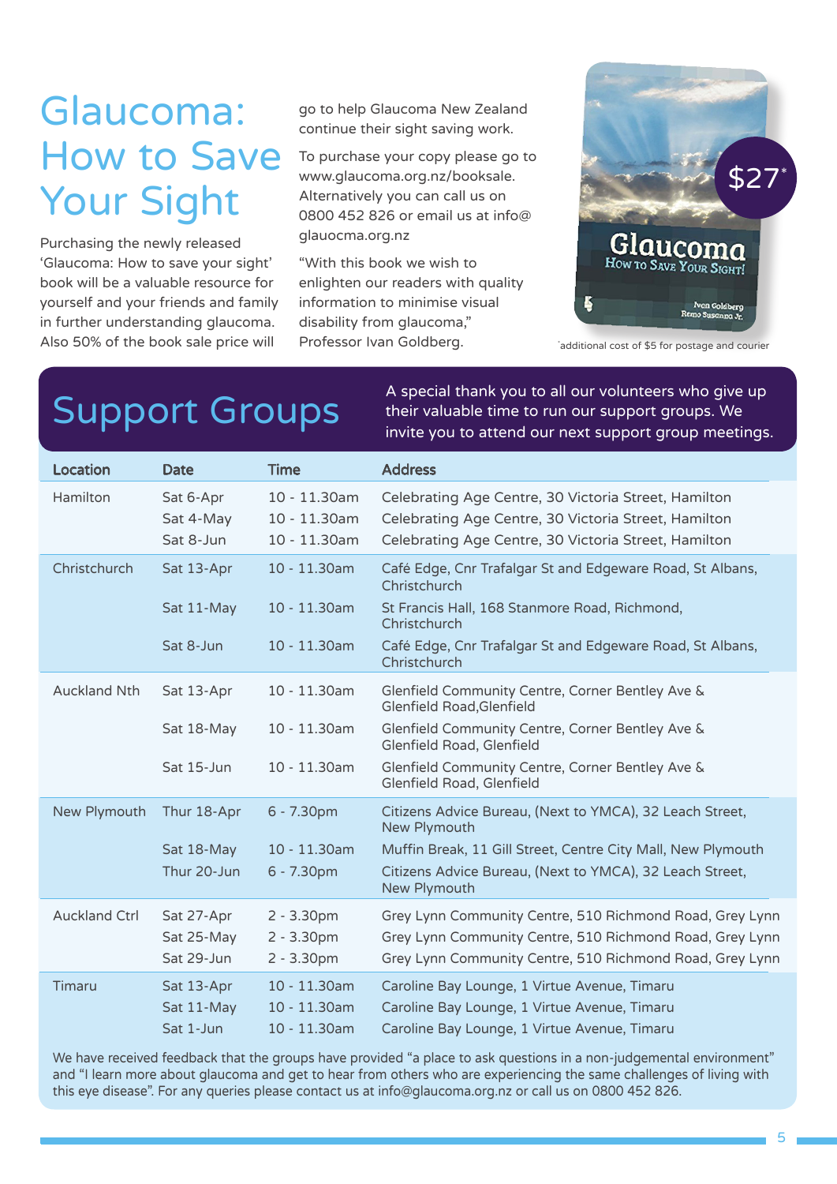# Glaucoma: How to Save Your Sight

Purchasing the newly released 'Glaucoma: How to save your sight' book will be a valuable resource for yourself and your friends and family in further understanding glaucoma. Also 50% of the book sale price will go to help Glaucoma New Zealand continue their sight saving work.

To purchase your copy please go to www.glaucoma.org.nz/booksale. Alternatively you can call us on 0800 452 826 or email us at info@glauocma.org.nz

"With this book we wish to enlighten our readers with quality information to minimise visual disability from glaucoma," Professor Ivan Goldberg.

$27*

*additional cost of $5 for postage and courier

# Support Groups

A special thank you to all our volunteers who give up their valuable time to run our support groups. We invite you to attend our next support group meetings.

| Location | Date | Time | Address |
|---|---|---|---|
| Hamilton | Sat 6-Apr | 10 - 11.30am | Celebrating Age Centre, 30 Victoria Street, Hamilton |
| | Sat 4-May | 10 - 11.30am | Celebrating Age Centre, 30 Victoria Street, Hamilton |
| | Sat 8-Jun | 10 - 11.30am | Celebrating Age Centre, 30 Victoria Street, Hamilton |
| Christchurch | Sat 13-Apr | 10 - 11.30am | Café Edge, Cnr Trafalgar St and Edgeware Road, St Albans, Christchurch |
| | Sat 11-May | 10 - 11.30am | St Francis Hall, 168 Stanmore Road, Richmond, Christchurch |
| | Sat 8-Jun | 10 - 11.30am | Café Edge, Cnr Trafalgar St and Edgeware Road, St Albans, Christchurch |
| Auckland Nth | Sat 13-Apr | 10 - 11.30am | Glenfield Community Centre, Corner Bentley Ave & Glenfield Road,Glenfield |
| | Sat 18-May | 10 - 11.30am | Glenfield Community Centre, Corner Bentley Ave & Glenfield Road, Glenfield |
| | Sat 15-Jun | 10 - 11.30am | Glenfield Community Centre, Corner Bentley Ave & Glenfield Road, Glenfield |
| New Plymouth | Thur 18-Apr | 6 - 7.30pm | Citizens Advice Bureau, (Next to YMCA), 32 Leach Street, New Plymouth |
| | Sat 18-May | 10 - 11.30am | Muffin Break, 11 Gill Street, Centre City Mall, New Plymouth |
| | Thur 20-Jun | 6 - 7.30pm | Citizens Advice Bureau, (Next to YMCA), 32 Leach Street, New Plymouth |
| Auckland Ctrl | Sat 27-Apr | 2 - 3.30pm | Grey Lynn Community Centre, 510 Richmond Road, Grey Lynn |
| | Sat 25-May | 2 - 3.30pm | Grey Lynn Community Centre, 510 Richmond Road, Grey Lynn |
| | Sat 29-Jun | 2 - 3.30pm | Grey Lynn Community Centre, 510 Richmond Road, Grey Lynn |
| Timaru | Sat 13-Apr | 10 - 11.30am | Caroline Bay Lounge, 1 Virtue Avenue, Timaru |
| | Sat 11-May | 10 - 11.30am | Caroline Bay Lounge, 1 Virtue Avenue, Timaru |
| | Sat 1-Jun | 10 - 11.30am | Caroline Bay Lounge, 1 Virtue Avenue, Timaru |

We have received feedback that the groups have provided "a place to ask questions in a non-judgemental environment" and "I learn more about glaucoma and get to hear from others who are experiencing the same challenges of living with this eye disease". For any queries please contact us at info@glaucoma.org.nz or call us on 0800 452 826.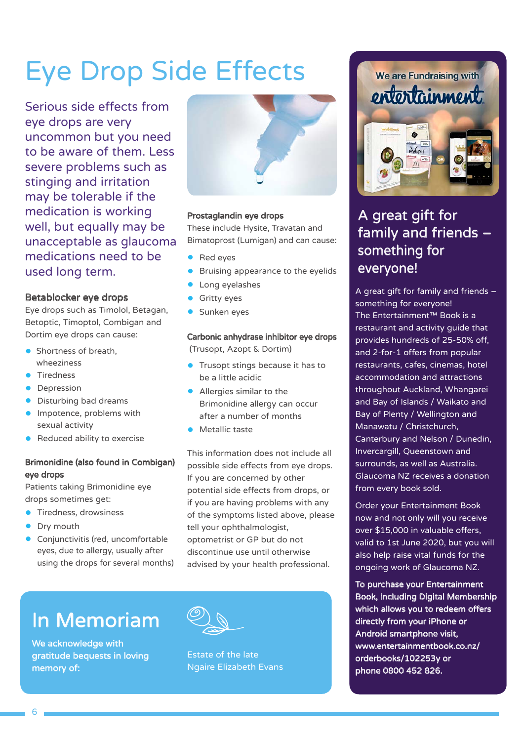# Eye Drop Side Effects

Serious side effects from eye drops are very uncommon but you need to be aware of them. Less severe problems such as stinging and irritation may be tolerable if the medication is working well, but equally may be unacceptable as glaucoma medications need to be used long term.

### Betablocker eye drops

Eye drops such as Timolol, Betagan, Betoptic, Timoptol, Combigan and Dortim eye drops can cause:

- Shortness of breath, wheeziness
- Tiredness
- Depression
- Disturbing bad dreams
- Impotence, problems with sexual activity
- Reduced ability to exercise

### Brimonidine (also found in Combigan) eye drops

Patients taking Brimonidine eye drops sometimes get:

- Tiredness, drowsiness
- Dry mouth
- Conjunctivitis (red, uncomfortable eyes, due to allergy, usually after using the drops for several months)

### Prostaglandin eye drops

These include Hysite, Travatan and Bimatoprost (Lumigan) and can cause:

- Red eyes
- Bruising appearance to the eyelids
- Long eyelashes
- Gritty eyes
- Sunken eyes

### Carbonic anhydrase inhibitor eye drops

(Trusopt, Azopt & Dortim)

- Trusopt stings because it has to be a little acidic
- Allergies similar to the Brimonidine allergy can occur after a number of months
- Metallic taste

This information does not include all possible side effects from eye drops. If you are concerned by other potential side effects from drops, or if you are having problems with any of the symptoms listed above, please tell your ophthalmologist, optometrist or GP but do not discontinue use until otherwise advised by your health professional.

# In Memoriam

**We acknowledge with gratitude bequests in loving memory of:**

Estate of the late Ngaire Elizabeth Evans

We are Fundraising with entertainment.

## A great gift for family and friends – something for everyone!

A great gift for family and friends – something for everyone! The Entertainment™ Book is a restaurant and activity guide that provides hundreds of 25-50% off, and 2-for-1 offers from popular restaurants, cafes, cinemas, hotel accommodation and attractions throughout Auckland, Whangarei and Bay of Islands / Waikato and Bay of Plenty / Wellington and Manawatu / Christchurch, Canterbury and Nelson / Dunedin, Invercargill, Queenstown and surrounds, as well as Australia. Glaucoma NZ receives a donation from every book sold.

Order your Entertainment Book now and not only will you receive over $15,000 in valuable offers, valid to 1st June 2020, but you will also help raise vital funds for the ongoing work of Glaucoma NZ.

**To purchase your Entertainment Book, including Digital Membership which allows you to redeem offers directly from your iPhone or Android smartphone visit, www.entertainmentbook.co.nz/orderbooks/102253y or phone 0800 452 826.**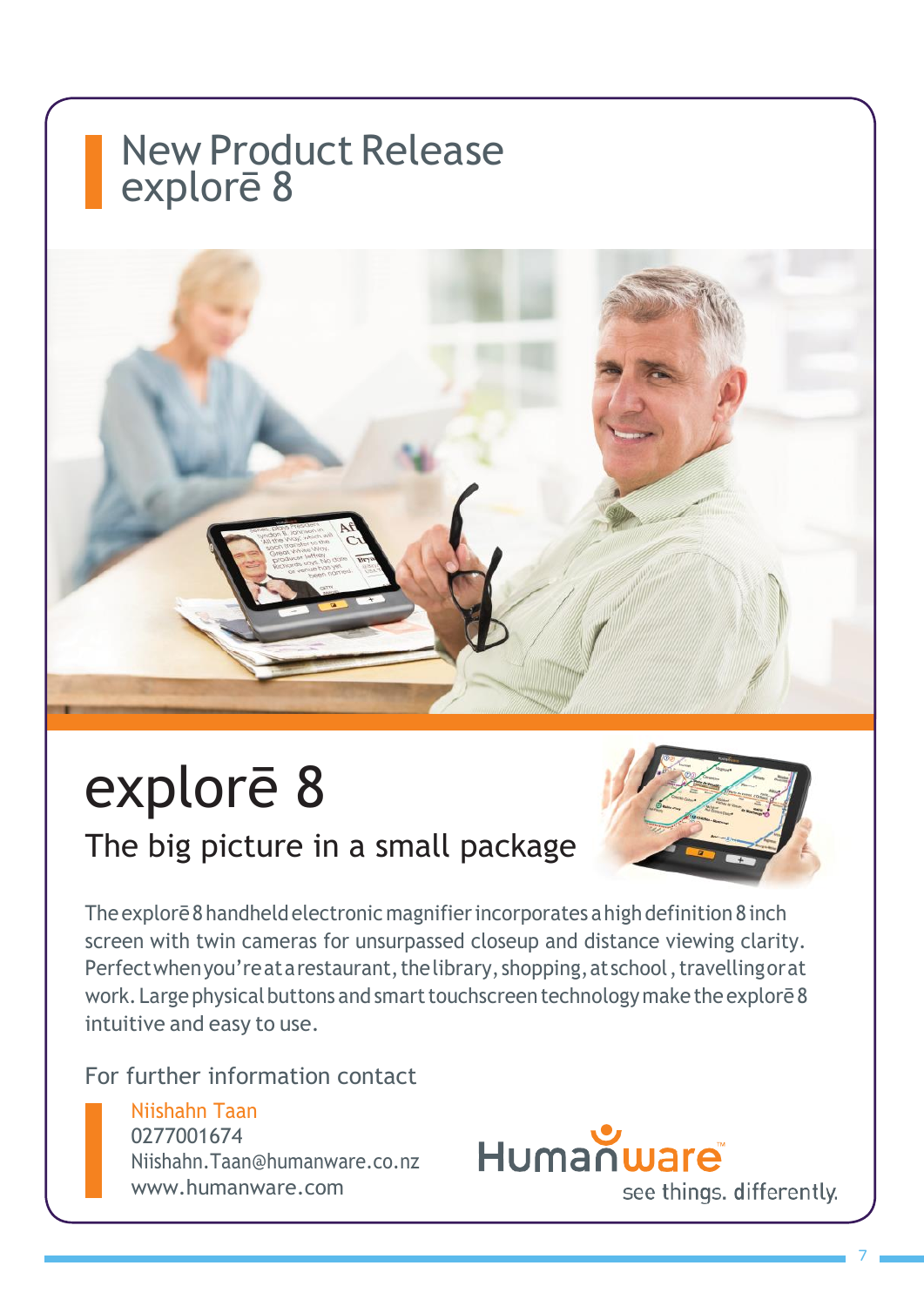# New Product Release explorē 8

## explorē 8

### The big picture in a small package

The explorē 8 handheld electronic magnifier incorporates a high definition 8 inch screen with twin cameras for unsurpassed closeup and distance viewing clarity. Perfect when you're at a restaurant, the library, shopping, at school, travelling or at work. Large physical buttons and smart touchscreen technology make the explorē 8 intuitive and easy to use.

For further information contact

Niishahn Taan
0277001674
Niishahn.Taan@humanware.co.nz
www.humanware.com

Humanware™
see things. differently.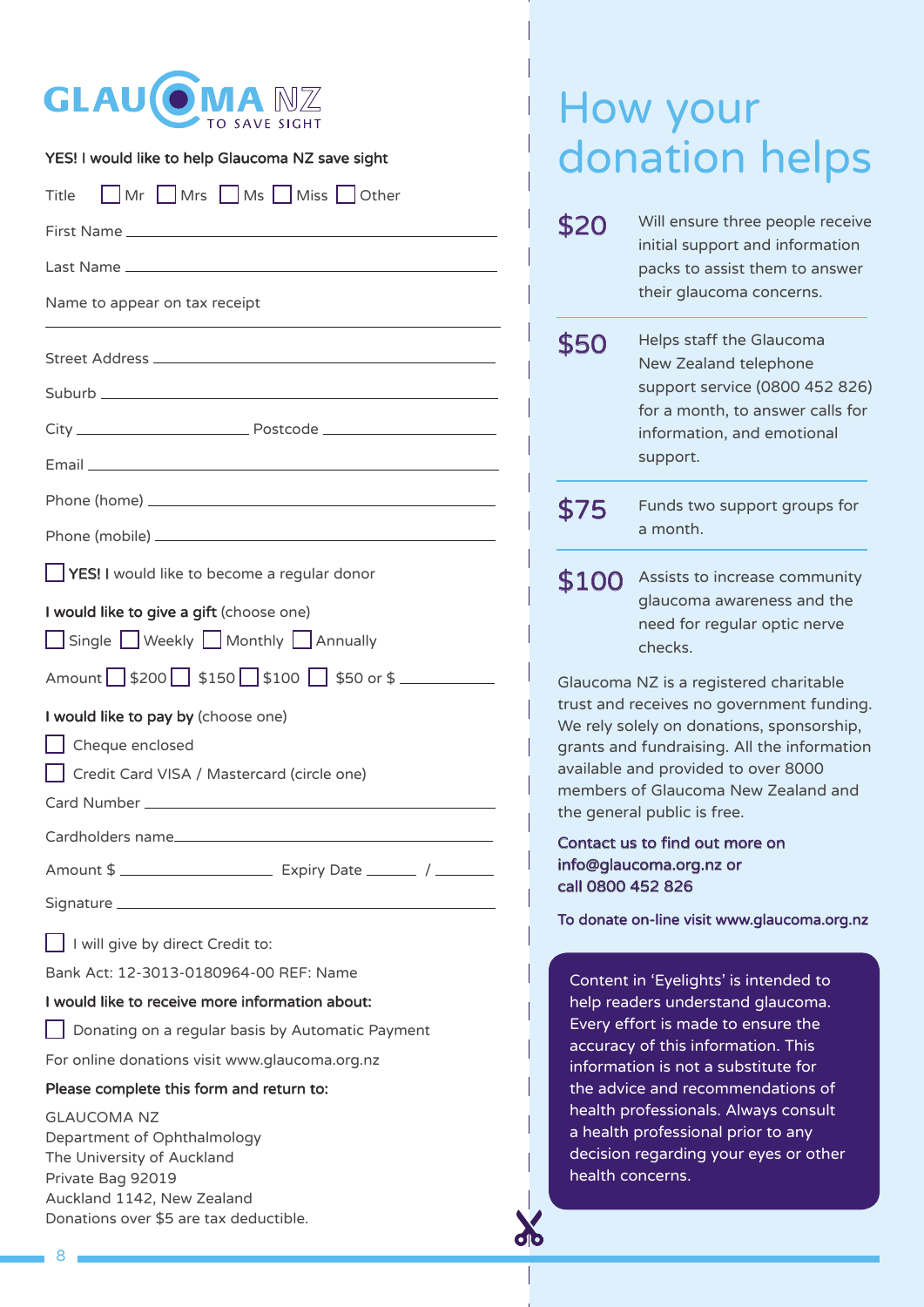GLAUCOMA NZ
TO SAVE SIGHT

**YES! I would like to help Glaucoma NZ save sight**

Title ☐ Mr ☐ Mrs ☐ Ms ☐ Miss ☐ Other

First Name ____________________

Last Name ____________________

Name to appear on tax receipt

____________________

Street Address ____________________

Suburb ____________________

City ____________________ Postcode ____________________

Email ____________________

Phone (home) ____________________

Phone (mobile) ____________________

☐ **YES!** I would like to become a regular donor

**I would like to give a gift** (choose one)

☐ Single ☐ Weekly ☐ Monthly ☐ Annually

Amount ☐ $200 ☐ $150 ☐ $100 ☐ $50 or $ ____________

**I would like to pay by** (choose one)

☐ Cheque enclosed

☐ Credit Card VISA / Mastercard (circle one)

Card Number ____________________

Cardholders name ____________________

Amount $ ____________ Expiry Date ______ / ______

Signature ____________________

☐ I will give by direct Credit to:

Bank Act: 12-3013-0180964-00 REF: Name

**I would like to receive more information about:**

☐ Donating on a regular basis by Automatic Payment

For online donations visit www.glaucoma.org.nz

**Please complete this form and return to:**

GLAUCOMA NZ
Department of Ophthalmology
The University of Auckland
Private Bag 92019
Auckland 1142, New Zealand
Donations over $5 are tax deductible.

# How your donation helps

**$20** Will ensure three people receive initial support and information packs to assist them to answer their glaucoma concerns.

**$50** Helps staff the Glaucoma New Zealand telephone support service (0800 452 826) for a month, to answer calls for information, and emotional support.

**$75** Funds two support groups for a month.

**$100** Assists to increase community glaucoma awareness and the need for regular optic nerve checks.

Glaucoma NZ is a registered charitable trust and receives no government funding. We rely solely on donations, sponsorship, grants and fundraising. All the information available and provided to over 8000 members of Glaucoma New Zealand and the general public is free.

Contact us to find out more on info@glaucoma.org.nz or call 0800 452 826

To donate on-line visit www.glaucoma.org.nz

Content in 'Eyelights' is intended to help readers understand glaucoma. Every effort is made to ensure the accuracy of this information. This information is not a substitute for the advice and recommendations of health professionals. Always consult a health professional prior to any decision regarding your eyes or other health concerns.